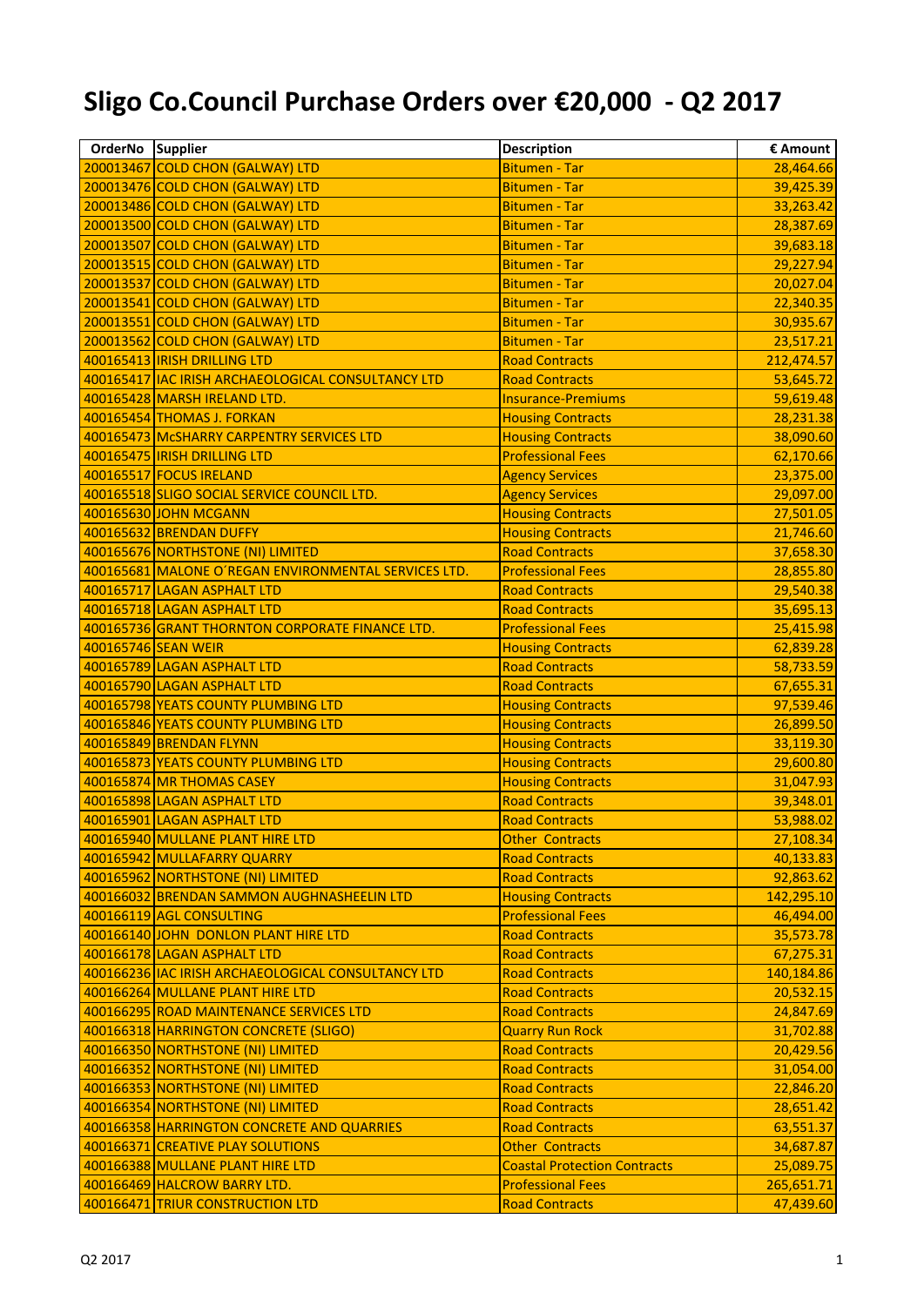# Sligo Co.Council Purchase Orders over €20,000 - Q2 2017

| OrderNo | Supplier | Description | € Amount |
|---|---|---|---|
| 200013467 | COLD CHON (GALWAY) LTD | Bitumen - Tar | 28,464.66 |
| 200013476 | COLD CHON (GALWAY) LTD | Bitumen - Tar | 39,425.39 |
| 200013486 | COLD CHON (GALWAY) LTD | Bitumen - Tar | 33,263.42 |
| 200013500 | COLD CHON (GALWAY) LTD | Bitumen - Tar | 28,387.69 |
| 200013507 | COLD CHON (GALWAY) LTD | Bitumen - Tar | 39,683.18 |
| 200013515 | COLD CHON (GALWAY) LTD | Bitumen - Tar | 29,227.94 |
| 200013537 | COLD CHON (GALWAY) LTD | Bitumen - Tar | 20,027.04 |
| 200013541 | COLD CHON (GALWAY) LTD | Bitumen - Tar | 22,340.35 |
| 200013551 | COLD CHON (GALWAY) LTD | Bitumen - Tar | 30,935.67 |
| 200013562 | COLD CHON (GALWAY) LTD | Bitumen - Tar | 23,517.21 |
| 400165413 | IRISH DRILLING LTD | Road Contracts | 212,474.57 |
| 400165417 | IAC IRISH ARCHAEOLOGICAL CONSULTANCY LTD | Road Contracts | 53,645.72 |
| 400165428 | MARSH IRELAND LTD. | Insurance-Premiums | 59,619.48 |
| 400165454 | THOMAS J. FORKAN | Housing Contracts | 28,231.38 |
| 400165473 | McSHARRY CARPENTRY SERVICES LTD | Housing Contracts | 38,090.60 |
| 400165475 | IRISH DRILLING LTD | Professional Fees | 62,170.66 |
| 400165517 | FOCUS IRELAND | Agency Services | 23,375.00 |
| 400165518 | SLIGO SOCIAL SERVICE COUNCIL LTD. | Agency Services | 29,097.00 |
| 400165630 | JOHN MCGANN | Housing Contracts | 27,501.05 |
| 400165632 | BRENDAN DUFFY | Housing Contracts | 21,746.60 |
| 400165676 | NORTHSTONE (NI) LIMITED | Road Contracts | 37,658.30 |
| 400165681 | MALONE O´REGAN ENVIRONMENTAL SERVICES LTD. | Professional Fees | 28,855.80 |
| 400165717 | LAGAN ASPHALT LTD | Road Contracts | 29,540.38 |
| 400165718 | LAGAN ASPHALT LTD | Road Contracts | 35,695.13 |
| 400165736 | GRANT THORNTON CORPORATE FINANCE LTD. | Professional Fees | 25,415.98 |
| 400165746 | SEAN WEIR | Housing Contracts | 62,839.28 |
| 400165789 | LAGAN ASPHALT LTD | Road Contracts | 58,733.59 |
| 400165790 | LAGAN ASPHALT LTD | Road Contracts | 67,655.31 |
| 400165798 | YEATS COUNTY PLUMBING LTD | Housing Contracts | 97,539.46 |
| 400165846 | YEATS COUNTY PLUMBING LTD | Housing Contracts | 26,899.50 |
| 400165849 | BRENDAN FLYNN | Housing Contracts | 33,119.30 |
| 400165873 | YEATS COUNTY PLUMBING LTD | Housing Contracts | 29,600.80 |
| 400165874 | MR THOMAS CASEY | Housing Contracts | 31,047.93 |
| 400165898 | LAGAN ASPHALT LTD | Road Contracts | 39,348.01 |
| 400165901 | LAGAN ASPHALT LTD | Road Contracts | 53,988.02 |
| 400165940 | MULLANE PLANT HIRE LTD | Other Contracts | 27,108.34 |
| 400165942 | MULLAFARRY QUARRY | Road Contracts | 40,133.83 |
| 400165962 | NORTHSTONE (NI) LIMITED | Road Contracts | 92,863.62 |
| 400166032 | BRENDAN SAMMON AUGHNASHEELIN LTD | Housing Contracts | 142,295.10 |
| 400166119 | AGL CONSULTING | Professional Fees | 46,494.00 |
| 400166140 | JOHN DONLON PLANT HIRE LTD | Road Contracts | 35,573.78 |
| 400166178 | LAGAN ASPHALT LTD | Road Contracts | 67,275.31 |
| 400166236 | IAC IRISH ARCHAEOLOGICAL CONSULTANCY LTD | Road Contracts | 140,184.86 |
| 400166264 | MULLANE PLANT HIRE LTD | Road Contracts | 20,532.15 |
| 400166295 | ROAD MAINTENANCE SERVICES LTD | Road Contracts | 24,847.69 |
| 400166318 | HARRINGTON CONCRETE (SLIGO) | Quarry Run Rock | 31,702.88 |
| 400166350 | NORTHSTONE (NI) LIMITED | Road Contracts | 20,429.56 |
| 400166352 | NORTHSTONE (NI) LIMITED | Road Contracts | 31,054.00 |
| 400166353 | NORTHSTONE (NI) LIMITED | Road Contracts | 22,846.20 |
| 400166354 | NORTHSTONE (NI) LIMITED | Road Contracts | 28,651.42 |
| 400166358 | HARRINGTON CONCRETE AND QUARRIES | Road Contracts | 63,551.37 |
| 400166371 | CREATIVE PLAY SOLUTIONS | Other Contracts | 34,687.87 |
| 400166388 | MULLANE PLANT HIRE LTD | Coastal Protection Contracts | 25,089.75 |
| 400166469 | HALCROW BARRY LTD. | Professional Fees | 265,651.71 |
| 400166471 | TRIUR CONSTRUCTION LTD | Road Contracts | 47,439.60 |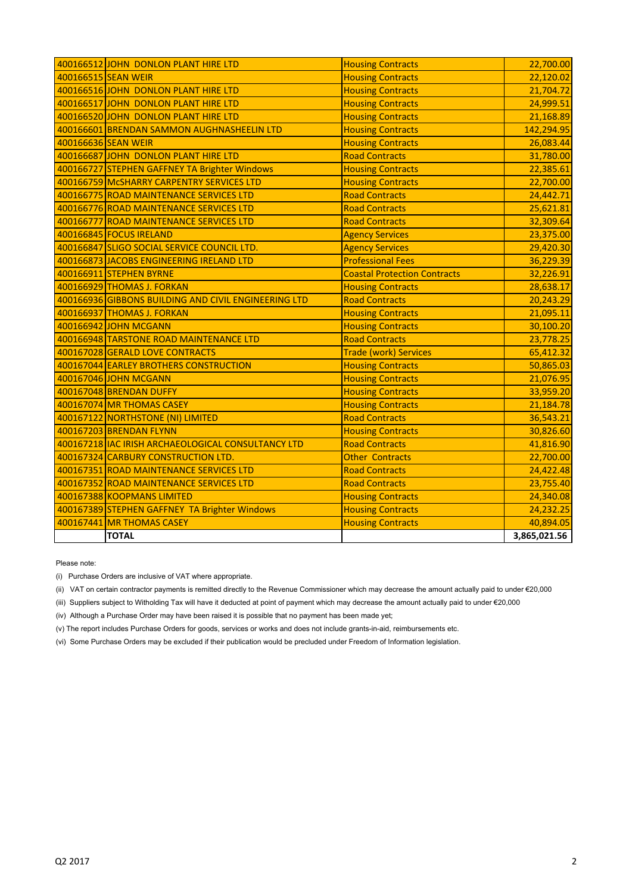| | | | |
|---|---|---|---|
| 400166512 | JOHN DONLON PLANT HIRE LTD | Housing Contracts | 22,700.00 |
| 400166515 | SEAN WEIR | Housing Contracts | 22,120.02 |
| 400166516 | JOHN DONLON PLANT HIRE LTD | Housing Contracts | 21,704.72 |
| 400166517 | JOHN DONLON PLANT HIRE LTD | Housing Contracts | 24,999.51 |
| 400166520 | JOHN DONLON PLANT HIRE LTD | Housing Contracts | 21,168.89 |
| 400166601 | BRENDAN SAMMON AUGHNASHEELIN LTD | Housing Contracts | 142,294.95 |
| 400166636 | SEAN WEIR | Housing Contracts | 26,083.44 |
| 400166687 | JOHN DONLON PLANT HIRE LTD | Road Contracts | 31,780.00 |
| 400166727 | STEPHEN GAFFNEY TA Brighter Windows | Housing Contracts | 22,385.61 |
| 400166759 | McSHARRY CARPENTRY SERVICES LTD | Housing Contracts | 22,700.00 |
| 400166775 | ROAD MAINTENANCE SERVICES LTD | Road Contracts | 24,442.71 |
| 400166776 | ROAD MAINTENANCE SERVICES LTD | Road Contracts | 25,621.81 |
| 400166777 | ROAD MAINTENANCE SERVICES LTD | Road Contracts | 32,309.64 |
| 400166845 | FOCUS IRELAND | Agency Services | 23,375.00 |
| 400166847 | SLIGO SOCIAL SERVICE COUNCIL LTD. | Agency Services | 29,420.30 |
| 400166873 | JACOBS ENGINEERING IRELAND LTD | Professional Fees | 36,229.39 |
| 400166911 | STEPHEN BYRNE | Coastal Protection Contracts | 32,226.91 |
| 400166929 | THOMAS J. FORKAN | Housing Contracts | 28,638.17 |
| 400166936 | GIBBONS BUILDING AND CIVIL ENGINEERING LTD | Road Contracts | 20,243.29 |
| 400166937 | THOMAS J. FORKAN | Housing Contracts | 21,095.11 |
| 400166942 | JOHN MCGANN | Housing Contracts | 30,100.20 |
| 400166948 | TARSTONE ROAD MAINTENANCE LTD | Road Contracts | 23,778.25 |
| 400167028 | GERALD LOVE CONTRACTS | Trade (work) Services | 65,412.32 |
| 400167044 | EARLEY BROTHERS CONSTRUCTION | Housing Contracts | 50,865.03 |
| 400167046 | JOHN MCGANN | Housing Contracts | 21,076.95 |
| 400167048 | BRENDAN DUFFY | Housing Contracts | 33,959.20 |
| 400167074 | MR THOMAS CASEY | Housing Contracts | 21,184.78 |
| 400167122 | NORTHSTONE (NI) LIMITED | Road Contracts | 36,543.21 |
| 400167203 | BRENDAN FLYNN | Housing Contracts | 30,826.60 |
| 400167218 | IAC IRISH ARCHAEOLOGICAL CONSULTANCY LTD | Road Contracts | 41,816.90 |
| 400167324 | CARBURY CONSTRUCTION LTD. | Other Contracts | 22,700.00 |
| 400167351 | ROAD MAINTENANCE SERVICES LTD | Road Contracts | 24,422.48 |
| 400167352 | ROAD MAINTENANCE SERVICES LTD | Road Contracts | 23,755.40 |
| 400167388 | KOOPMANS LIMITED | Housing Contracts | 24,340.08 |
| 400167389 | STEPHEN GAFFNEY TA Brighter Windows | Housing Contracts | 24,232.25 |
| 400167441 | MR THOMAS CASEY | Housing Contracts | 40,894.05 |
| | **TOTAL** | | **3,865,021.56** |

Please note:

(i) Purchase Orders are inclusive of VAT where appropriate.

(ii) VAT on certain contractor payments is remitted directly to the Revenue Commissioner which may decrease the amount actually paid to under €20,000

(iii) Suppliers subject to Witholding Tax will have it deducted at point of payment which may decrease the amount actually paid to under €20,000

(iv) Although a Purchase Order may have been raised it is possible that no payment has been made yet;

(v) The report includes Purchase Orders for goods, services or works and does not include grants-in-aid, reimbursements etc.

(vi) Some Purchase Orders may be excluded if their publication would be precluded under Freedom of Information legislation.